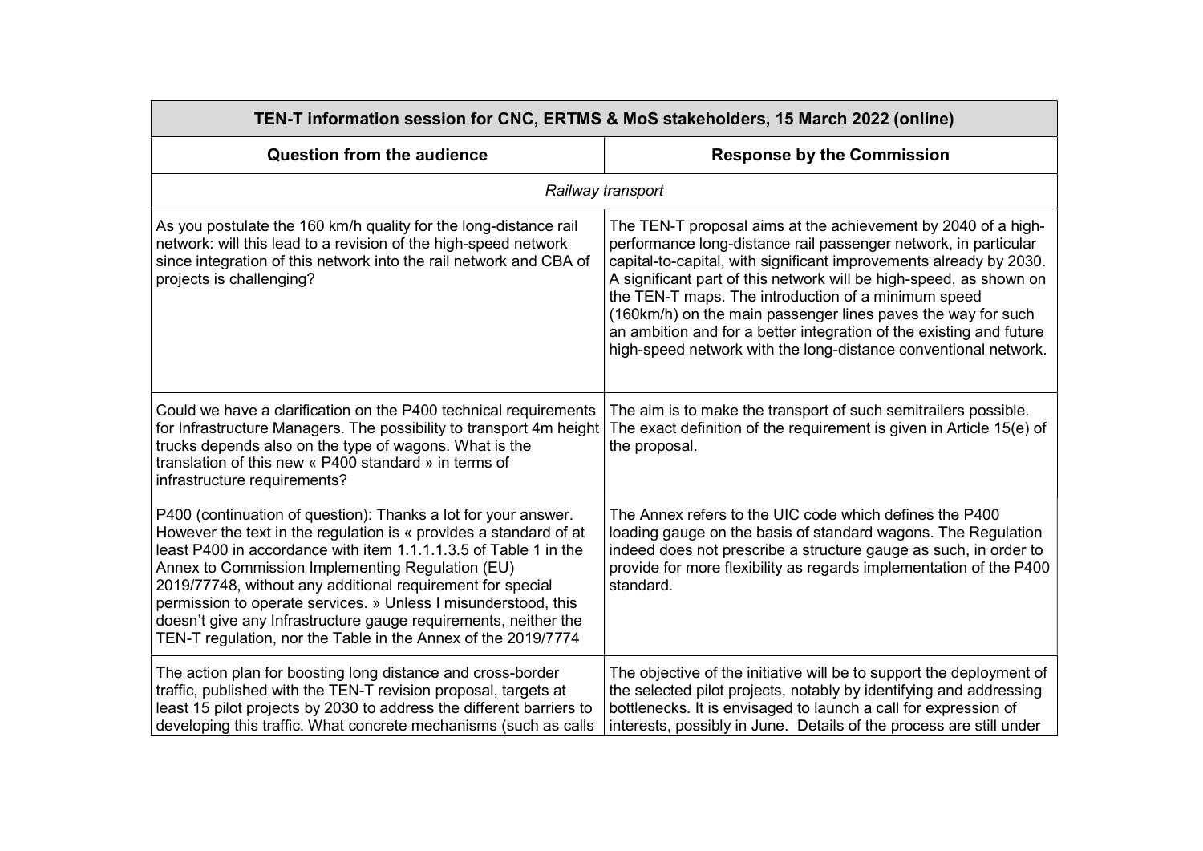| TEN-T information session for CNC, ERTMS & MoS stakeholders, 15 March 2022 (online) | |
|---|---|
| **Question from the audience** | **Response by the Commission** |
| *Railway transport* | |
| As you postulate the 160 km/h quality for the long-distance rail network: will this lead to a revision of the high-speed network since integration of this network into the rail network and CBA of projects is challenging? | The TEN-T proposal aims at the achievement by 2040 of a high-performance long-distance rail passenger network, in particular capital-to-capital, with significant improvements already by 2030. A significant part of this network will be high-speed, as shown on the TEN-T maps. The introduction of a minimum speed (160km/h) on the main passenger lines paves the way for such an ambition and for a better integration of the existing and future high-speed network with the long-distance conventional network. |
| Could we have a clarification on the P400 technical requirements for Infrastructure Managers. The possibility to transport 4m height trucks depends also on the type of wagons. What is the translation of this new « P400 standard » in terms of infrastructure requirements? | The aim is to make the transport of such semitrailers possible. The exact definition of the requirement is given in Article 15(e) of the proposal. |
| P400 (continuation of question): Thanks a lot for your answer. However the text in the regulation is « provides a standard of at least P400 in accordance with item 1.1.1.1.3.5 of Table 1 in the Annex to Commission Implementing Regulation (EU) 2019/77748, without any additional requirement for special permission to operate services. » Unless I misunderstood, this doesn't give any Infrastructure gauge requirements, neither the TEN-T regulation, nor the Table in the Annex of the 2019/7774 | The Annex refers to the UIC code which defines the P400 loading gauge on the basis of standard wagons. The Regulation indeed does not prescribe a structure gauge as such, in order to provide for more flexibility as regards implementation of the P400 standard. |
| The action plan for boosting long distance and cross-border traffic, published with the TEN-T revision proposal, targets at least 15 pilot projects by 2030 to address the different barriers to developing this traffic. What concrete mechanisms (such as calls | The objective of the initiative will be to support the deployment of the selected pilot projects, notably by identifying and addressing bottlenecks. It is envisaged to launch a call for expression of interests, possibly in June. Details of the process are still under |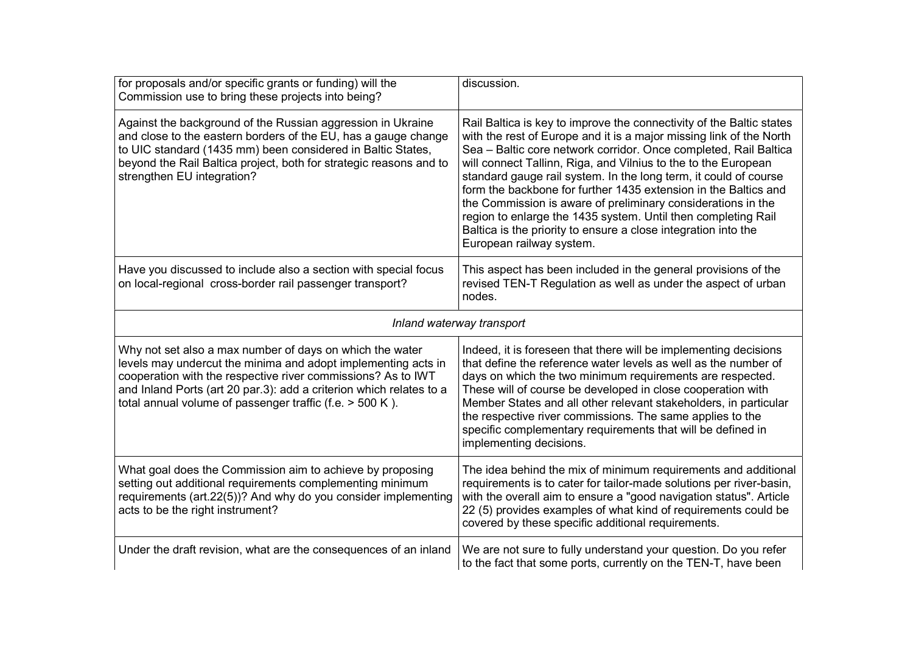| | |
|---|---|
| for proposals and/or specific grants or funding) will the Commission use to bring these projects into being? | discussion. |
| Against the background of the Russian aggression in Ukraine and close to the eastern borders of the EU, has a gauge change to UIC standard (1435 mm) been considered in Baltic States, beyond the Rail Baltica project, both for strategic reasons and to strengthen EU integration? | Rail Baltica is key to improve the connectivity of the Baltic states with the rest of Europe and it is a major missing link of the North Sea – Baltic core network corridor. Once completed, Rail Baltica will connect Tallinn, Riga, and Vilnius to the to the European standard gauge rail system. In the long term, it could of course form the backbone for further 1435 extension in the Baltics and the Commission is aware of preliminary considerations in the region to enlarge the 1435 system. Until then completing Rail Baltica is the priority to ensure a close integration into the European railway system. |
| Have you discussed to include also a section with special focus on local-regional cross-border rail passenger transport? | This aspect has been included in the general provisions of the revised TEN-T Regulation as well as under the aspect of urban nodes. |
| *Inland waterway transport* | |
| Why not set also a max number of days on which the water levels may undercut the minima and adopt implementing acts in cooperation with the respective river commissions? As to IWT and Inland Ports (art 20 par.3): add a criterion which relates to a total annual volume of passenger traffic (f.e. > 500 K ). | Indeed, it is foreseen that there will be implementing decisions that define the reference water levels as well as the number of days on which the two minimum requirements are respected. These will of course be developed in close cooperation with Member States and all other relevant stakeholders, in particular the respective river commissions. The same applies to the specific complementary requirements that will be defined in implementing decisions. |
| What goal does the Commission aim to achieve by proposing setting out additional requirements complementing minimum requirements (art.22(5))? And why do you consider implementing acts to be the right instrument? | The idea behind the mix of minimum requirements and additional requirements is to cater for tailor-made solutions per river-basin, with the overall aim to ensure a "good navigation status". Article 22 (5) provides examples of what kind of requirements could be covered by these specific additional requirements. |
| Under the draft revision, what are the consequences of an inland | We are not sure to fully understand your question. Do you refer to the fact that some ports, currently on the TEN-T, have been |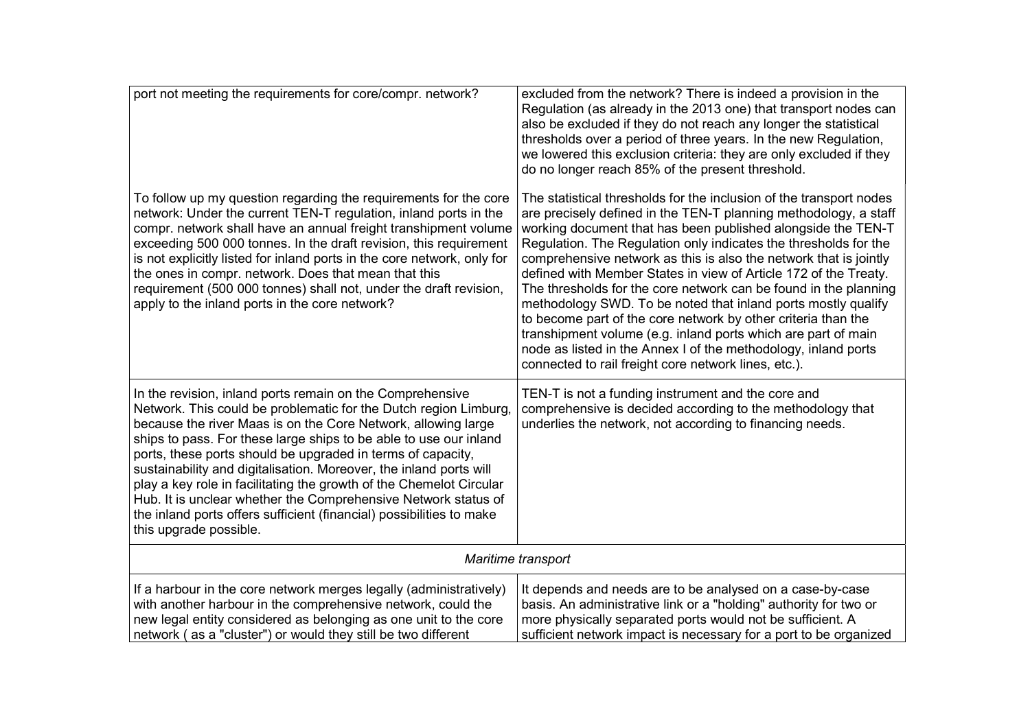| | |
|---|---|
| port not meeting the requirements for core/compr. network? | excluded from the network? There is indeed a provision in the Regulation (as already in the 2013 one) that transport nodes can also be excluded if they do not reach any longer the statistical thresholds over a period of three years. In the new Regulation, we lowered this exclusion criteria: they are only excluded if they do no longer reach 85% of the present threshold. |
| To follow up my question regarding the requirements for the core network: Under the current TEN-T regulation, inland ports in the compr. network shall have an annual freight transhipment volume exceeding 500 000 tonnes. In the draft revision, this requirement is not explicitly listed for inland ports in the core network, only for the ones in compr. network. Does that mean that this requirement (500 000 tonnes) shall not, under the draft revision, apply to the inland ports in the core network? | The statistical thresholds for the inclusion of the transport nodes are precisely defined in the TEN-T planning methodology, a staff working document that has been published alongside the TEN-T Regulation. The Regulation only indicates the thresholds for the comprehensive network as this is also the network that is jointly defined with Member States in view of Article 172 of the Treaty. The thresholds for the core network can be found in the planning methodology SWD. To be noted that inland ports mostly qualify to become part of the core network by other criteria than the transhipment volume (e.g. inland ports which are part of main node as listed in the Annex I of the methodology, inland ports connected to rail freight core network lines, etc.). |
| In the revision, inland ports remain on the Comprehensive Network. This could be problematic for the Dutch region Limburg, because the river Maas is on the Core Network, allowing large ships to pass. For these large ships to be able to use our inland ports, these ports should be upgraded in terms of capacity, sustainability and digitalisation. Moreover, the inland ports will play a key role in facilitating the growth of the Chemelot Circular Hub. It is unclear whether the Comprehensive Network status of the inland ports offers sufficient (financial) possibilities to make this upgrade possible. | TEN-T is not a funding instrument and the core and comprehensive is decided according to the methodology that underlies the network, not according to financing needs. |
| *Maritime transport* | |
| If a harbour in the core network merges legally (administratively) with another harbour in the comprehensive network, could the new legal entity considered as belonging as one unit to the core network ( as a "cluster") or would they still be two different | It depends and needs are to be analysed on a case-by-case basis. An administrative link or a "holding" authority for two or more physically separated ports would not be sufficient. A sufficient network impact is necessary for a port to be organized |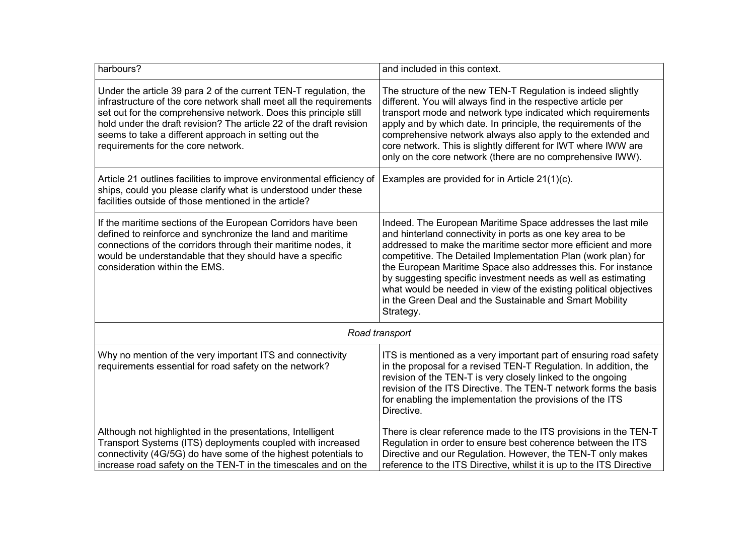| | |
|---|---|
| harbours? | and included in this context. |
| Under the article 39 para 2 of the current TEN-T regulation, the infrastructure of the core network shall meet all the requirements set out for the comprehensive network. Does this principle still hold under the draft revision? The article 22 of the draft revision seems to take a different approach in setting out the requirements for the core network. | The structure of the new TEN-T Regulation is indeed slightly different. You will always find in the respective article per transport mode and network type indicated which requirements apply and by which date. In principle, the requirements of the comprehensive network always also apply to the extended and core network. This is slightly different for IWT where IWW are only on the core network (there are no comprehensive IWW). |
| Article 21 outlines facilities to improve environmental efficiency of ships, could you please clarify what is understood under these facilities outside of those mentioned in the article? | Examples are provided for in Article 21(1)(c). |
| If the maritime sections of the European Corridors have been defined to reinforce and synchronize the land and maritime connections of the corridors through their maritime nodes, it would be understandable that they should have a specific consideration within the EMS. | Indeed. The European Maritime Space addresses the last mile and hinterland connectivity in ports as one key area to be addressed to make the maritime sector more efficient and more competitive. The Detailed Implementation Plan (work plan) for the European Maritime Space also addresses this. For instance by suggesting specific investment needs as well as estimating what would be needed in view of the existing political objectives in the Green Deal and the Sustainable and Smart Mobility Strategy. |
| *Road transport* | |
| Why no mention of the very important ITS and connectivity requirements essential for road safety on the network? | ITS is mentioned as a very important part of ensuring road safety in the proposal for a revised TEN-T Regulation. In addition, the revision of the TEN-T is very closely linked to the ongoing revision of the ITS Directive. The TEN-T network forms the basis for enabling the implementation the provisions of the ITS Directive. |
| Although not highlighted in the presentations, Intelligent Transport Systems (ITS) deployments coupled with increased connectivity (4G/5G) do have some of the highest potentials to increase road safety on the TEN-T in the timescales and on the | There is clear reference made to the ITS provisions in the TEN-T Regulation in order to ensure best coherence between the ITS Directive and our Regulation. However, the TEN-T only makes reference to the ITS Directive, whilst it is up to the ITS Directive |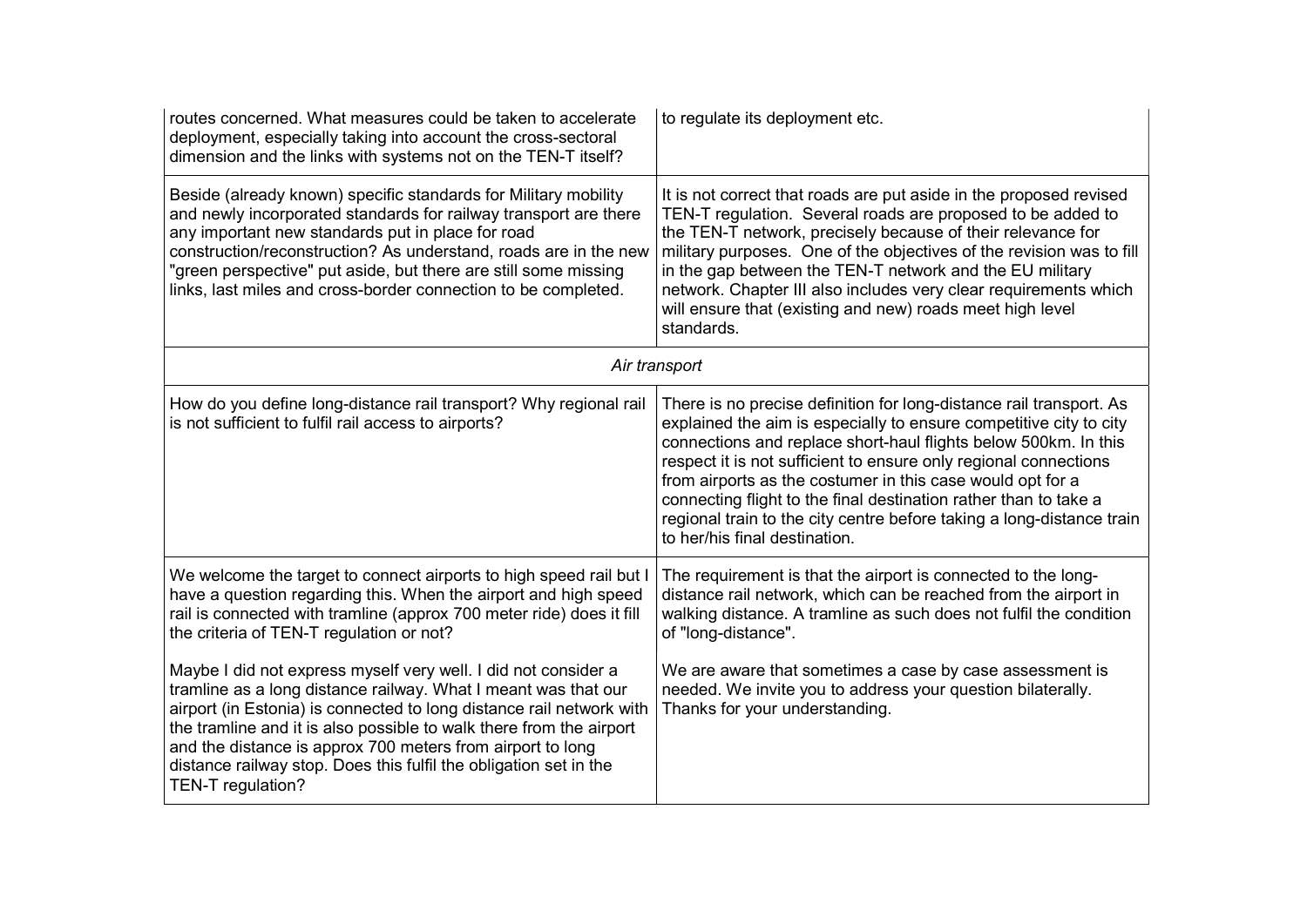| | |
|---|---|
| routes concerned. What measures could be taken to accelerate deployment, especially taking into account the cross-sectoral dimension and the links with systems not on the TEN-T itself? | to regulate its deployment etc. |
| Beside (already known) specific standards for Military mobility and newly incorporated standards for railway transport are there any important new standards put in place for road construction/reconstruction? As understand, roads are in the new "green perspective" put aside, but there are still some missing links, last miles and cross-border connection to be completed. | It is not correct that roads are put aside in the proposed revised TEN-T regulation. Several roads are proposed to be added to the TEN-T network, precisely because of their relevance for military purposes. One of the objectives of the revision was to fill in the gap between the TEN-T network and the EU military network. Chapter III also includes very clear requirements which will ensure that (existing and new) roads meet high level standards. |
| *Air transport* | |
| How do you define long-distance rail transport? Why regional rail is not sufficient to fulfil rail access to airports? | There is no precise definition for long-distance rail transport. As explained the aim is especially to ensure competitive city to city connections and replace short-haul flights below 500km. In this respect it is not sufficient to ensure only regional connections from airports as the costumer in this case would opt for a connecting flight to the final destination rather than to take a regional train to the city centre before taking a long-distance train to her/his final destination. |
| We welcome the target to connect airports to high speed rail but I have a question regarding this. When the airport and high speed rail is connected with tramline (approx 700 meter ride) does it fill the criteria of TEN-T regulation or not?<br><br>Maybe I did not express myself very well. I did not consider a tramline as a long distance railway. What I meant was that our airport (in Estonia) is connected to long distance rail network with the tramline and it is also possible to walk there from the airport and the distance is approx 700 meters from airport to long distance railway stop. Does this fulfil the obligation set in the TEN-T regulation? | The requirement is that the airport is connected to the long-distance rail network, which can be reached from the airport in walking distance. A tramline as such does not fulfil the condition of "long-distance".<br><br>We are aware that sometimes a case by case assessment is needed. We invite you to address your question bilaterally. Thanks for your understanding. |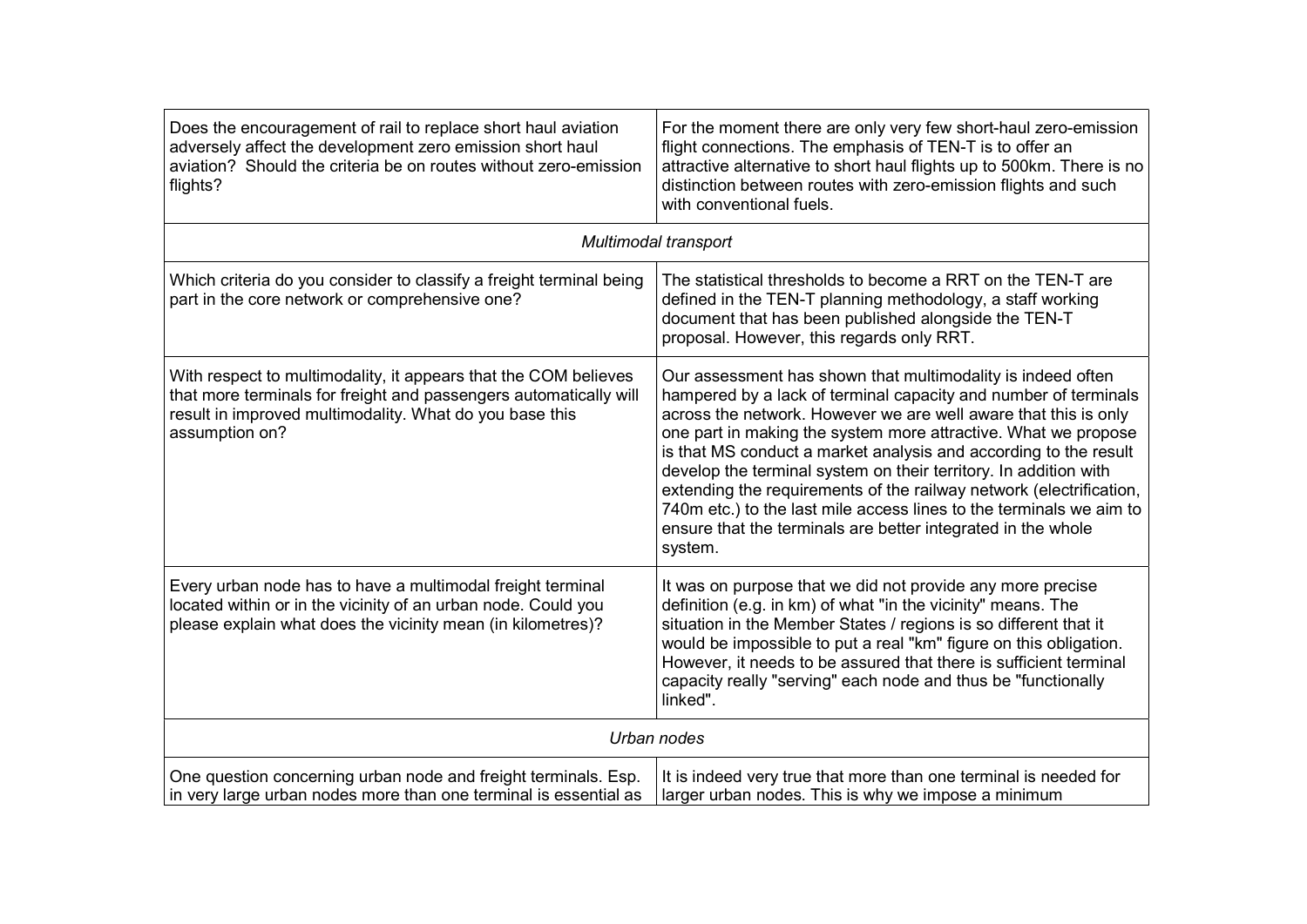| | |
|---|---|
| Does the encouragement of rail to replace short haul aviation adversely affect the development zero emission short haul aviation? Should the criteria be on routes without zero-emission flights? | For the moment there are only very few short-haul zero-emission flight connections. The emphasis of TEN-T is to offer an attractive alternative to short haul flights up to 500km. There is no distinction between routes with zero-emission flights and such with conventional fuels. |
| *Multimodal transport* | |
| Which criteria do you consider to classify a freight terminal being part in the core network or comprehensive one? | The statistical thresholds to become a RRT on the TEN-T are defined in the TEN-T planning methodology, a staff working document that has been published alongside the TEN-T proposal. However, this regards only RRT. |
| With respect to multimodality, it appears that the COM believes that more terminals for freight and passengers automatically will result in improved multimodality. What do you base this assumption on? | Our assessment has shown that multimodality is indeed often hampered by a lack of terminal capacity and number of terminals across the network. However we are well aware that this is only one part in making the system more attractive. What we propose is that MS conduct a market analysis and according to the result develop the terminal system on their territory. In addition with extending the requirements of the railway network (electrification, 740m etc.) to the last mile access lines to the terminals we aim to ensure that the terminals are better integrated in the whole system. |
| Every urban node has to have a multimodal freight terminal located within or in the vicinity of an urban node. Could you please explain what does the vicinity mean (in kilometres)? | It was on purpose that we did not provide any more precise definition (e.g. in km) of what "in the vicinity" means. The situation in the Member States / regions is so different that it would be impossible to put a real "km" figure on this obligation. However, it needs to be assured that there is sufficient terminal capacity really "serving" each node and thus be "functionally linked". |
| *Urban nodes* | |
| One question concerning urban node and freight terminals. Esp. in very large urban nodes more than one terminal is essential as | It is indeed very true that more than one terminal is needed for larger urban nodes. This is why we impose a minimum |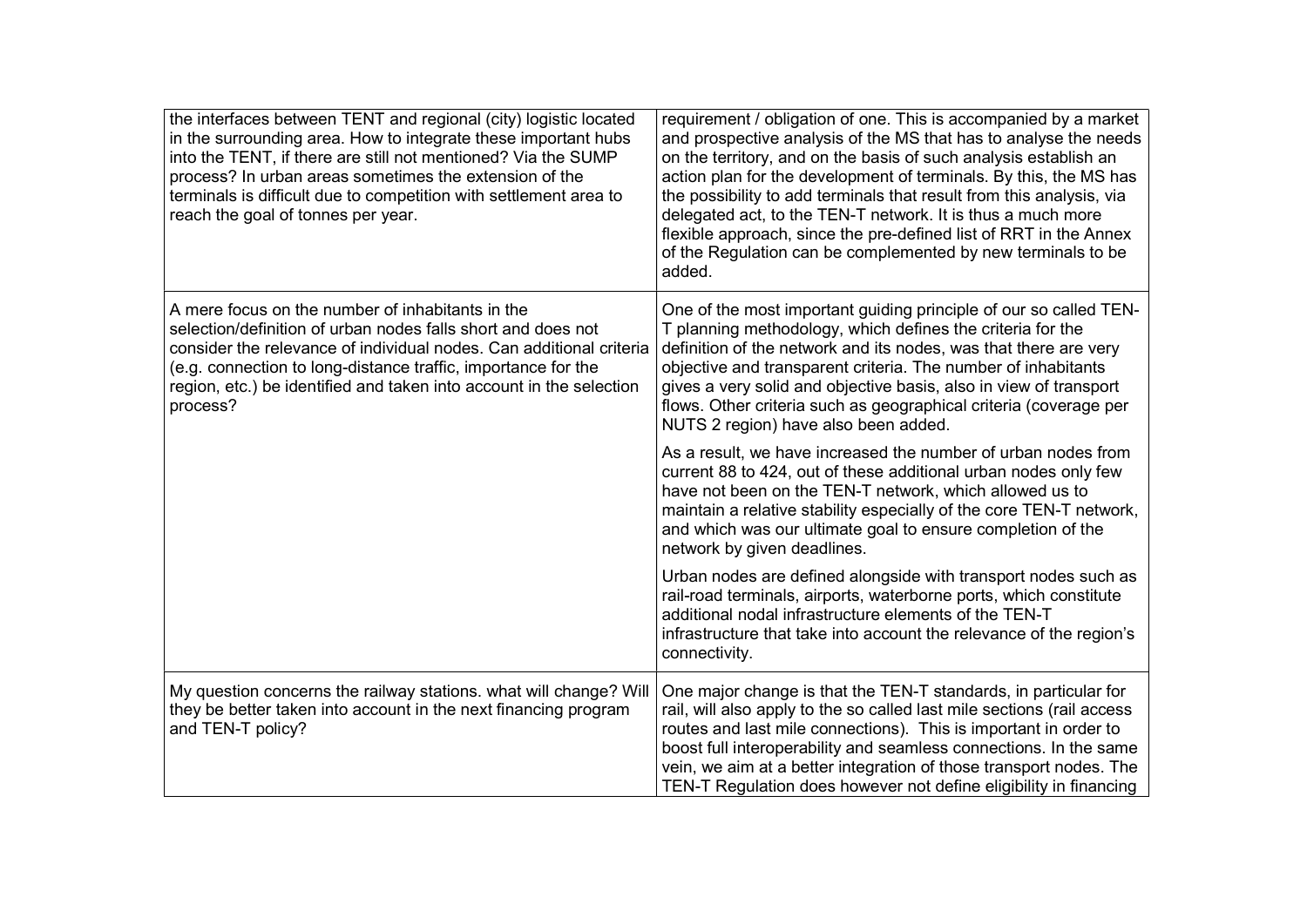| | |
|---|---|
| the interfaces between TENT and regional (city) logistic located in the surrounding area. How to integrate these important hubs into the TENT, if there are still not mentioned? Via the SUMP process? In urban areas sometimes the extension of the terminals is difficult due to competition with settlement area to reach the goal of tonnes per year. | requirement / obligation of one. This is accompanied by a market and prospective analysis of the MS that has to analyse the needs on the territory, and on the basis of such analysis establish an action plan for the development of terminals. By this, the MS has the possibility to add terminals that result from this analysis, via delegated act, to the TEN-T network. It is thus a much more flexible approach, since the pre-defined list of RRT in the Annex of the Regulation can be complemented by new terminals to be added. |
| A mere focus on the number of inhabitants in the selection/definition of urban nodes falls short and does not consider the relevance of individual nodes. Can additional criteria (e.g. connection to long-distance traffic, importance for the region, etc.) be identified and taken into account in the selection process? | One of the most important guiding principle of our so called TEN-T planning methodology, which defines the criteria for the definition of the network and its nodes, was that there are very objective and transparent criteria. The number of inhabitants gives a very solid and objective basis, also in view of transport flows. Other criteria such as geographical criteria (coverage per NUTS 2 region) have also been added.<br><br>As a result, we have increased the number of urban nodes from current 88 to 424, out of these additional urban nodes only few have not been on the TEN-T network, which allowed us to maintain a relative stability especially of the core TEN-T network, and which was our ultimate goal to ensure completion of the network by given deadlines.<br><br>Urban nodes are defined alongside with transport nodes such as rail-road terminals, airports, waterborne ports, which constitute additional nodal infrastructure elements of the TEN-T infrastructure that take into account the relevance of the region's connectivity. |
| My question concerns the railway stations. what will change? Will they be better taken into account in the next financing program and TEN-T policy? | One major change is that the TEN-T standards, in particular for rail, will also apply to the so called last mile sections (rail access routes and last mile connections). This is important in order to boost full interoperability and seamless connections. In the same vein, we aim at a better integration of those transport nodes. The TEN-T Regulation does however not define eligibility in financing |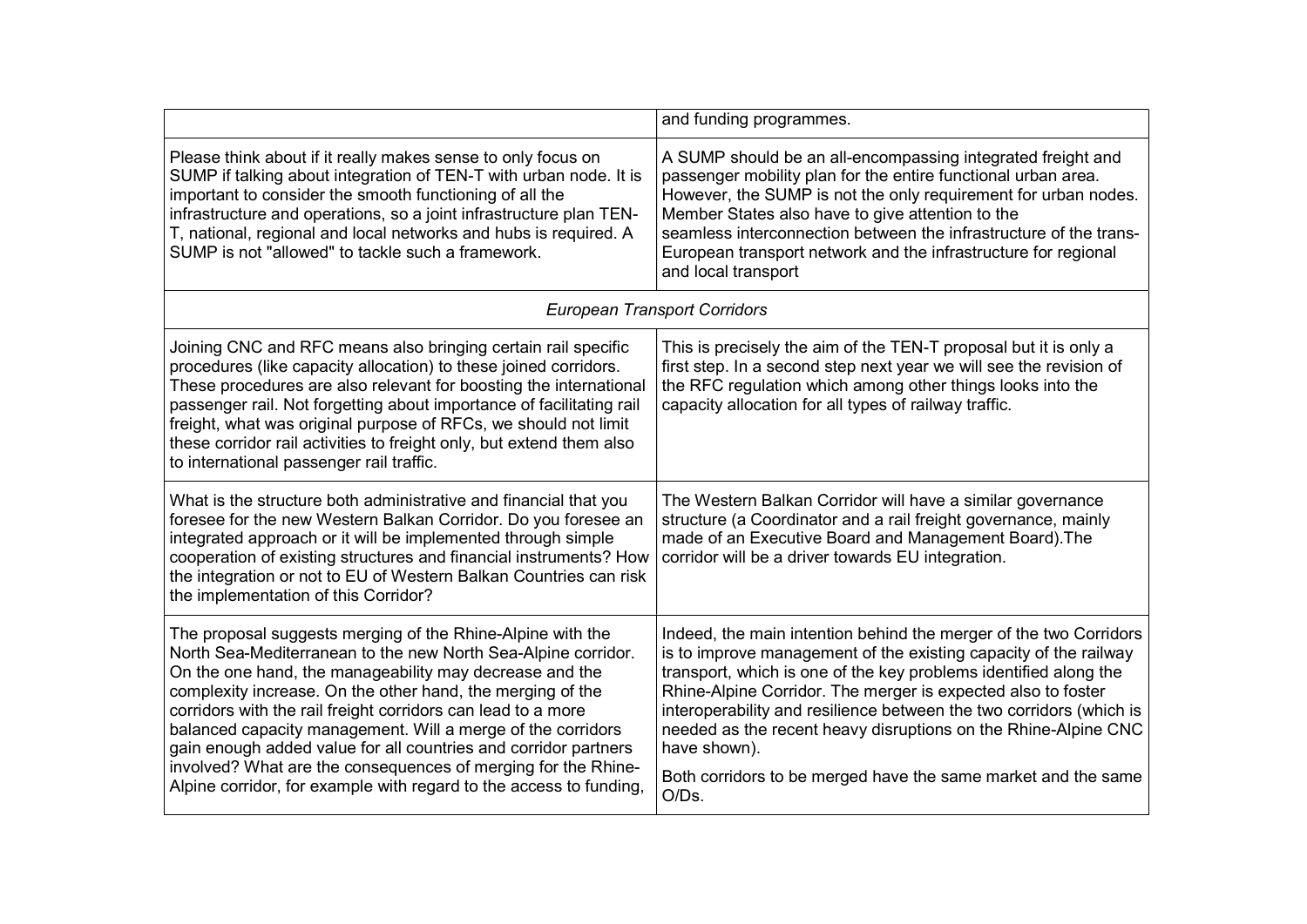| | |
|---|---|
| | and funding programmes. |
| Please think about if it really makes sense to only focus on SUMP if talking about integration of TEN-T with urban node. It is important to consider the smooth functioning of all the infrastructure and operations, so a joint infrastructure plan TEN-T, national, regional and local networks and hubs is required. A SUMP is not "allowed" to tackle such a framework. | A SUMP should be an all-encompassing integrated freight and passenger mobility plan for the entire functional urban area. However, the SUMP is not the only requirement for urban nodes. Member States also have to give attention to the seamless interconnection between the infrastructure of the trans-European transport network and the infrastructure for regional and local transport |
| *European Transport Corridors* | |
| Joining CNC and RFC means also bringing certain rail specific procedures (like capacity allocation) to these joined corridors. These procedures are also relevant for boosting the international passenger rail. Not forgetting about importance of facilitating rail freight, what was original purpose of RFCs, we should not limit these corridor rail activities to freight only, but extend them also to international passenger rail traffic. | This is precisely the aim of the TEN-T proposal but it is only a first step. In a second step next year we will see the revision of the RFC regulation which among other things looks into the capacity allocation for all types of railway traffic. |
| What is the structure both administrative and financial that you foresee for the new Western Balkan Corridor. Do you foresee an integrated approach or it will be implemented through simple cooperation of existing structures and financial instruments? How the integration or not to EU of Western Balkan Countries can risk the implementation of this Corridor? | The Western Balkan Corridor will have a similar governance structure (a Coordinator and a rail freight governance, mainly made of an Executive Board and Management Board).The corridor will be a driver towards EU integration. |
| The proposal suggests merging of the Rhine-Alpine with the North Sea-Mediterranean to the new North Sea-Alpine corridor. On the one hand, the manageability may decrease and the complexity increase. On the other hand, the merging of the corridors with the rail freight corridors can lead to a more balanced capacity management. Will a merge of the corridors gain enough added value for all countries and corridor partners involved? What are the consequences of merging for the Rhine-Alpine corridor, for example with regard to the access to funding, | Indeed, the main intention behind the merger of the two Corridors is to improve management of the existing capacity of the railway transport, which is one of the key problems identified along the Rhine-Alpine Corridor. The merger is expected also to foster interoperability and resilience between the two corridors (which is needed as the recent heavy disruptions on the Rhine-Alpine CNC have shown).<br><br>Both corridors to be merged have the same market and the same O/Ds. |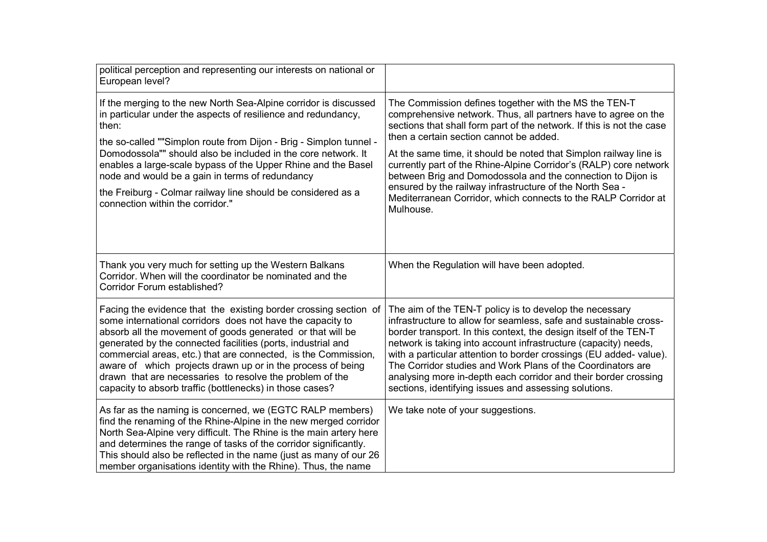| | |
|---|---|
| political perception and representing our interests on national or European level? | |
| If the merging to the new North Sea-Alpine corridor is discussed in particular under the aspects of resilience and redundancy, then:<br><br>the so-called ""Simplon route from Dijon - Brig - Simplon tunnel - Domodossola"" should also be included in the core network. It enables a large-scale bypass of the Upper Rhine and the Basel node and would be a gain in terms of redundancy<br><br>the Freiburg - Colmar railway line should be considered as a connection within the corridor." | The Commission defines together with the MS the TEN-T comprehensive network. Thus, all partners have to agree on the sections that shall form part of the network. If this is not the case then a certain section cannot be added.<br><br>At the same time, it should be noted that Simplon railway line is currently part of the Rhine-Alpine Corridor's (RALP) core network between Brig and Domodossola and the connection to Dijon is ensured by the railway infrastructure of the North Sea - Mediterranean Corridor, which connects to the RALP Corridor at Mulhouse. |
| Thank you very much for setting up the Western Balkans Corridor. When will the coordinator be nominated and the Corridor Forum established? | When the Regulation will have been adopted. |
| Facing the evidence that the existing border crossing section of some international corridors does not have the capacity to absorb all the movement of goods generated or that will be generated by the connected facilities (ports, industrial and commercial areas, etc.) that are connected, is the Commission, aware of which projects drawn up or in the process of being drawn that are necessaries to resolve the problem of the capacity to absorb traffic (bottlenecks) in those cases? | The aim of the TEN-T policy is to develop the necessary infrastructure to allow for seamless, safe and sustainable cross-border transport. In this context, the design itself of the TEN-T network is taking into account infrastructure (capacity) needs, with a particular attention to border crossings (EU added- value). The Corridor studies and Work Plans of the Coordinators are analysing more in-depth each corridor and their border crossing sections, identifying issues and assessing solutions. |
| As far as the naming is concerned, we (EGTC RALP members) find the renaming of the Rhine-Alpine in the new merged corridor North Sea-Alpine very difficult. The Rhine is the main artery here and determines the range of tasks of the corridor significantly. This should also be reflected in the name (just as many of our 26 member organisations identity with the Rhine). Thus, the name | We take note of your suggestions. |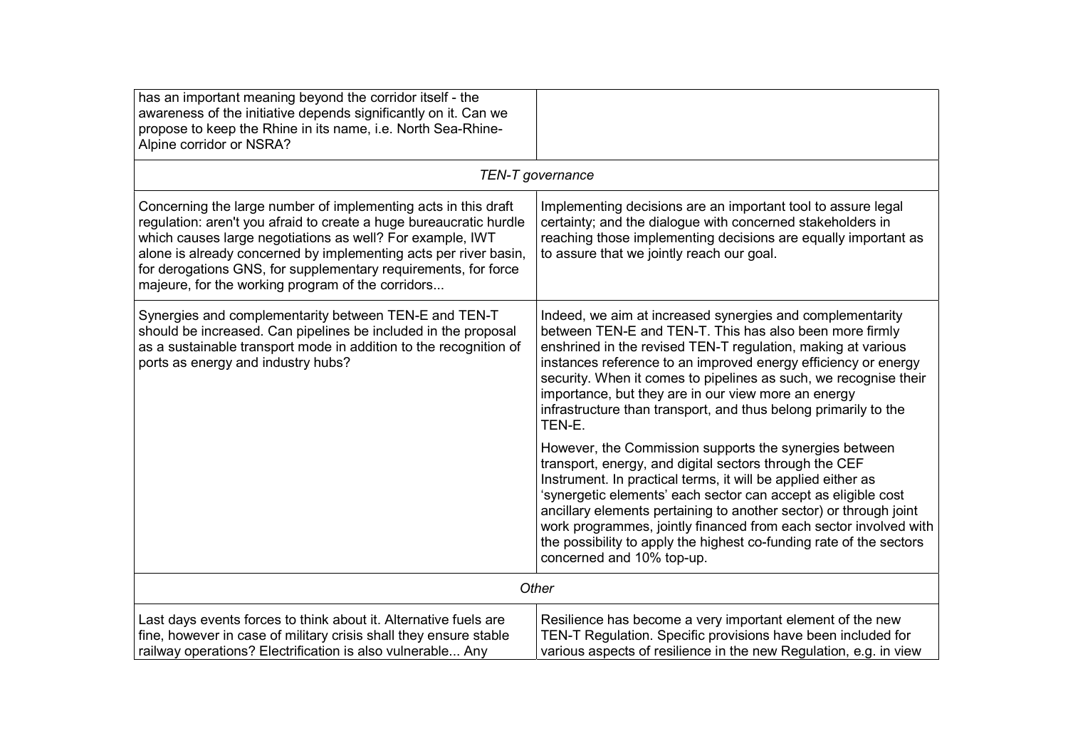| | |
|---|---|
| has an important meaning beyond the corridor itself - the awareness of the initiative depends significantly on it. Can we propose to keep the Rhine in its name, i.e. North Sea-Rhine-Alpine corridor or NSRA? | |
| *TEN-T governance* | |
| Concerning the large number of implementing acts in this draft regulation: aren't you afraid to create a huge bureaucratic hurdle which causes large negotiations as well? For example, IWT alone is already concerned by implementing acts per river basin, for derogations GNS, for supplementary requirements, for force majeure, for the working program of the corridors... | Implementing decisions are an important tool to assure legal certainty; and the dialogue with concerned stakeholders in reaching those implementing decisions are equally important as to assure that we jointly reach our goal. |
| Synergies and complementarity between TEN-E and TEN-T should be increased. Can pipelines be included in the proposal as a sustainable transport mode in addition to the recognition of ports as energy and industry hubs? | Indeed, we aim at increased synergies and complementarity between TEN-E and TEN-T. This has also been more firmly enshrined in the revised TEN-T regulation, making at various instances reference to an improved energy efficiency or energy security. When it comes to pipelines as such, we recognise their importance, but they are in our view more an energy infrastructure than transport, and thus belong primarily to the TEN-E.<br><br>However, the Commission supports the synergies between transport, energy, and digital sectors through the CEF Instrument. In practical terms, it will be applied either as 'synergetic elements' each sector can accept as eligible cost ancillary elements pertaining to another sector) or through joint work programmes, jointly financed from each sector involved with the possibility to apply the highest co-funding rate of the sectors concerned and 10% top-up. |
| *Other* | |
| Last days events forces to think about it. Alternative fuels are fine, however in case of military crisis shall they ensure stable railway operations? Electrification is also vulnerable... Any | Resilience has become a very important element of the new TEN-T Regulation. Specific provisions have been included for various aspects of resilience in the new Regulation, e.g. in view |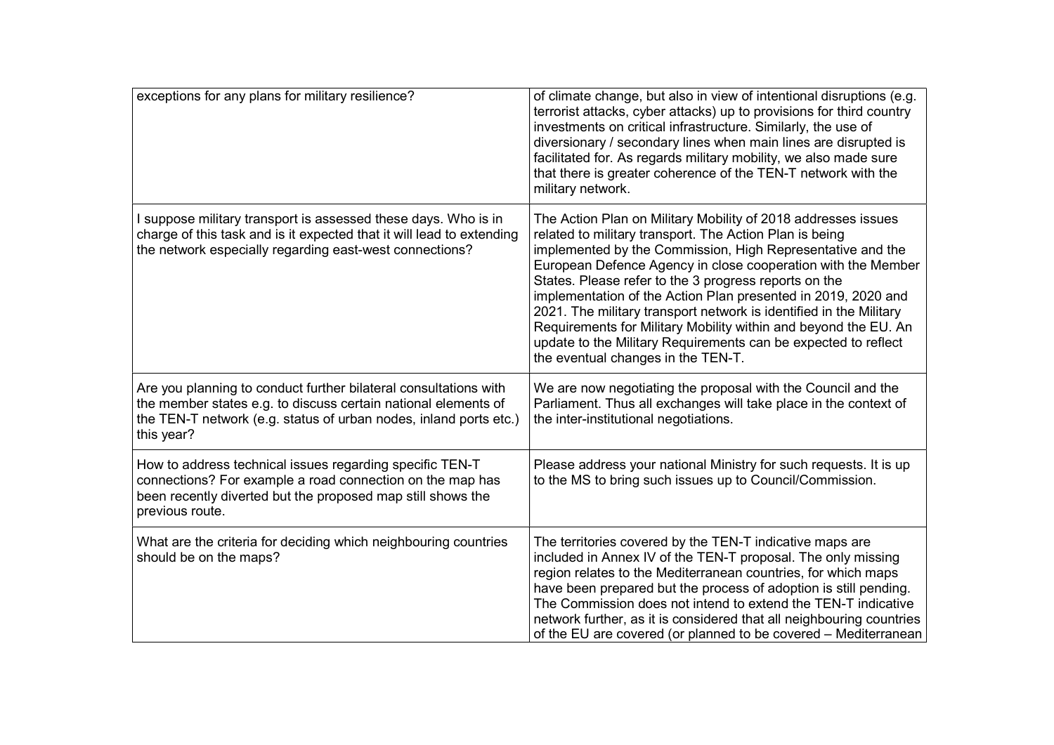| | |
|---|---|
| exceptions for any plans for military resilience? | of climate change, but also in view of intentional disruptions (e.g. terrorist attacks, cyber attacks) up to provisions for third country investments on critical infrastructure. Similarly, the use of diversionary / secondary lines when main lines are disrupted is facilitated for. As regards military mobility, we also made sure that there is greater coherence of the TEN-T network with the military network. |
| I suppose military transport is assessed these days. Who is in charge of this task and is it expected that it will lead to extending the network especially regarding east-west connections? | The Action Plan on Military Mobility of 2018 addresses issues related to military transport. The Action Plan is being implemented by the Commission, High Representative and the European Defence Agency in close cooperation with the Member States. Please refer to the 3 progress reports on the implementation of the Action Plan presented in 2019, 2020 and 2021. The military transport network is identified in the Military Requirements for Military Mobility within and beyond the EU. An update to the Military Requirements can be expected to reflect the eventual changes in the TEN-T. |
| Are you planning to conduct further bilateral consultations with the member states e.g. to discuss certain national elements of the TEN-T network (e.g. status of urban nodes, inland ports etc.) this year? | We are now negotiating the proposal with the Council and the Parliament. Thus all exchanges will take place in the context of the inter-institutional negotiations. |
| How to address technical issues regarding specific TEN-T connections? For example a road connection on the map has been recently diverted but the proposed map still shows the previous route. | Please address your national Ministry for such requests. It is up to the MS to bring such issues up to Council/Commission. |
| What are the criteria for deciding which neighbouring countries should be on the maps? | The territories covered by the TEN-T indicative maps are included in Annex IV of the TEN-T proposal. The only missing region relates to the Mediterranean countries, for which maps have been prepared but the process of adoption is still pending. The Commission does not intend to extend the TEN-T indicative network further, as it is considered that all neighbouring countries of the EU are covered (or planned to be covered – Mediterranean |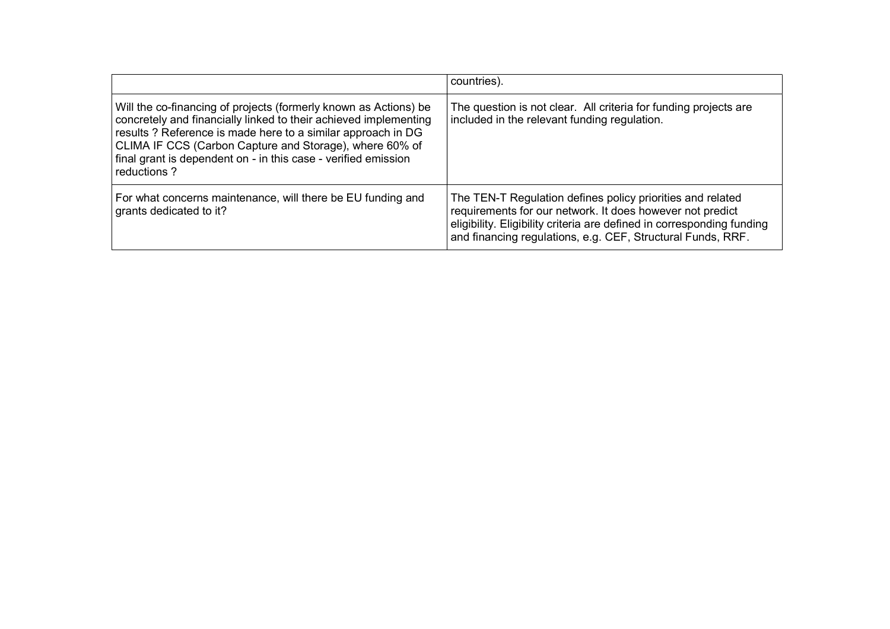| | |
|---|---|
| | countries). |
| Will the co-financing of projects (formerly known as Actions) be concretely and financially linked to their achieved implementing results ? Reference is made here to a similar approach in DG CLIMA IF CCS (Carbon Capture and Storage), where 60% of final grant is dependent on - in this case - verified emission reductions ? | The question is not clear. All criteria for funding projects are included in the relevant funding regulation. |
| For what concerns maintenance, will there be EU funding and grants dedicated to it? | The TEN-T Regulation defines policy priorities and related requirements for our network. It does however not predict eligibility. Eligibility criteria are defined in corresponding funding and financing regulations, e.g. CEF, Structural Funds, RRF. |